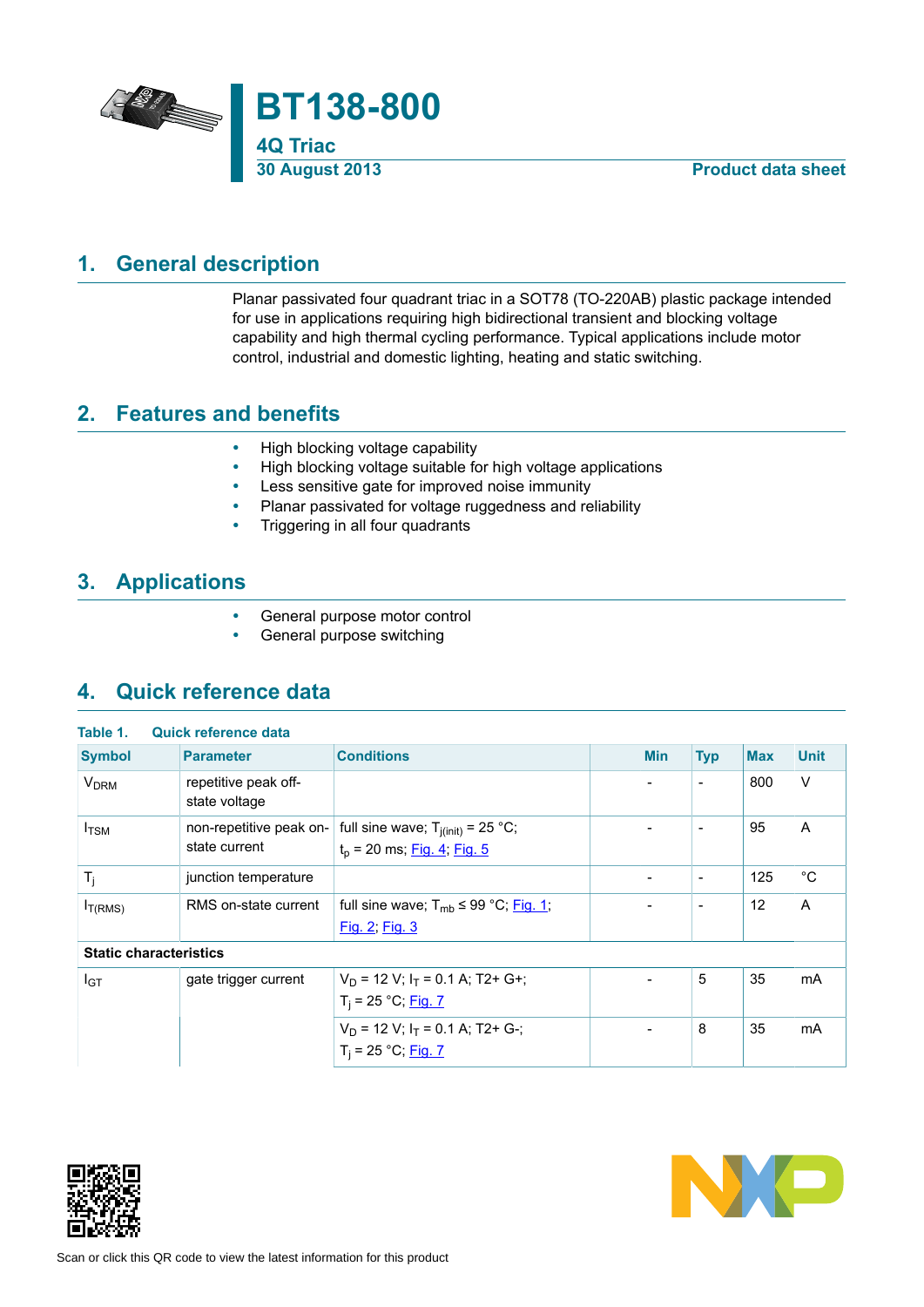# BT138-800

**4Q Triac**

**30 August 2013** **Product data sheet**

## 1. General description

Planar passivated four quadrant triac in a SOT78 (TO-220AB) plastic package intended for use in applications requiring high bidirectional transient and blocking voltage capability and high thermal cycling performance. Typical applications include motor control, industrial and domestic lighting, heating and static switching.

## 2. Features and benefits

- High blocking voltage capability
- High blocking voltage suitable for high voltage applications
- Less sensitive gate for improved noise immunity
- Planar passivated for voltage ruggedness and reliability
- Triggering in all four quadrants

## 3. Applications

- General purpose motor control
- General purpose switching

## 4. Quick reference data

**Table 1. Quick reference data**

| Symbol | Parameter | Conditions | Min | Typ | Max | Unit |
|---|---|---|---|---|---|---|
| $V_{DRM}$ | repetitive peak off-state voltage | | - | - | 800 | V |
| $I_{TSM}$ | non-repetitive peak on-state current | full sine wave; $T_{j(init)}$ = 25 °C; $t_p$ = 20 ms; Fig. 4; Fig. 5 | - | - | 95 | A |
| $T_j$ | junction temperature | | - | - | 125 | °C |
| $I_{T(RMS)}$ | RMS on-state current | full sine wave; $T_{mb}$ ≤ 99 °C; Fig. 1; Fig. 2; Fig. 3 | - | - | 12 | A |
| **Static characteristics** | | | | | | |
| $I_{GT}$ | gate trigger current | $V_D$ = 12 V; $I_T$ = 0.1 A; T2+ G+; $T_j$ = 25 °C; Fig. 7 | - | 5 | 35 | mA |
| | | $V_D$ = 12 V; $I_T$ = 0.1 A; T2+ G-; $T_j$ = 25 °C; Fig. 7 | - | 8 | 35 | mA |

Scan or click this QR code to view the latest information for this product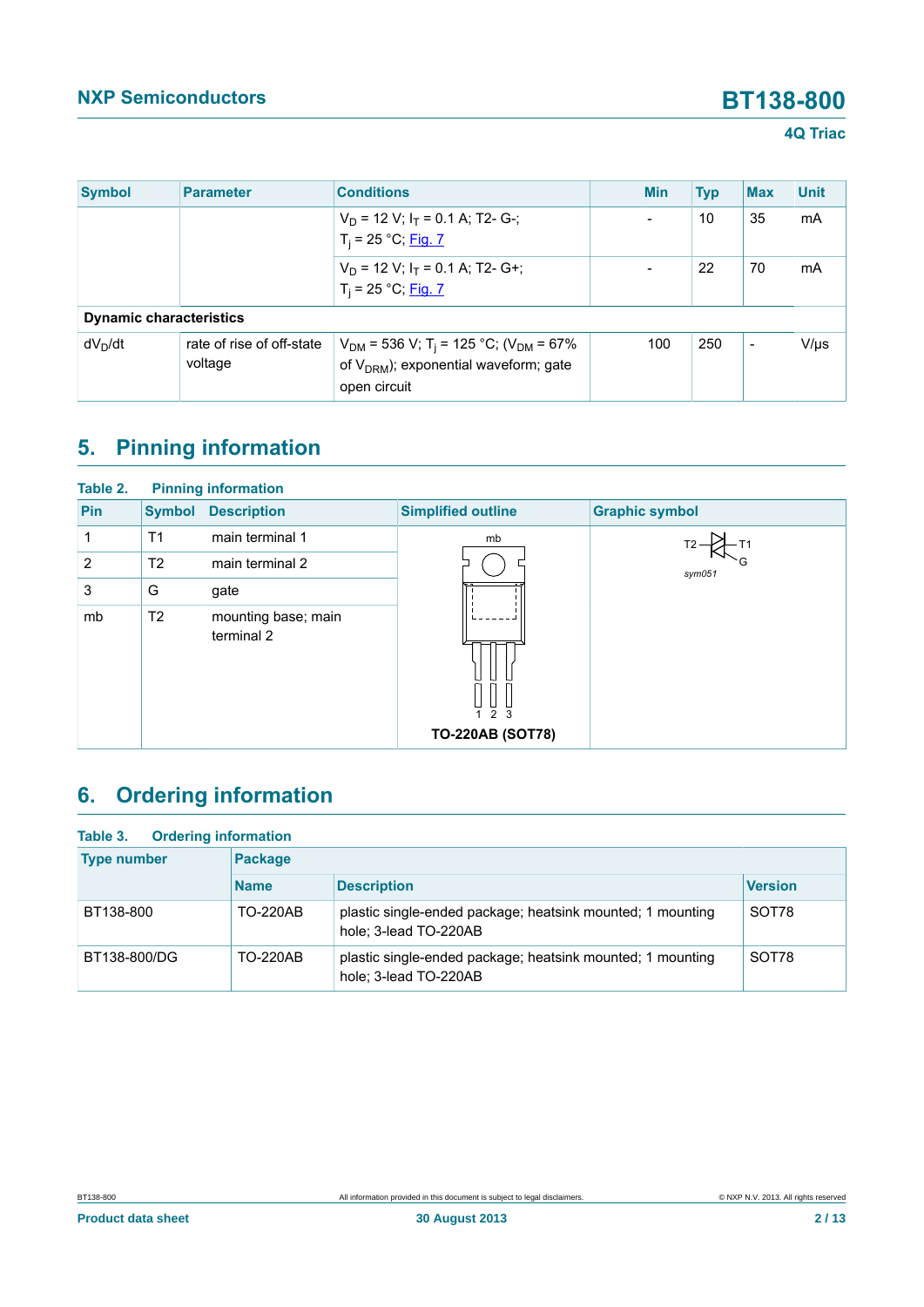| Symbol | Parameter | Conditions | Min | Typ | Max | Unit |
|---|---|---|---|---|---|---|
| | | $V_D$ = 12 V; $I_T$ = 0.1 A; T2- G-; $T_j$ = 25 °C; Fig. 7 | - | 10 | 35 | mA |
| | | $V_D$ = 12 V; $I_T$ = 0.1 A; T2- G+; $T_j$ = 25 °C; Fig. 7 | - | 22 | 70 | mA |
| **Dynamic characteristics** | | | | | | |
| $dV_D/dt$ | rate of rise of off-state voltage | $V_{DM}$ = 536 V; $T_j$ = 125 °C; ($V_{DM}$ = 67% of $V_{DRM}$); exponential waveform; gate open circuit | 100 | 250 | - | V/μs |

## 5. Pinning information

**Table 2. Pinning information**

| Pin | Symbol | Description | Simplified outline | Graphic symbol |
|---|---|---|---|---|
| 1 | T1 | main terminal 1 | TO-220AB (SOT78) | sym051 |
| 2 | T2 | main terminal 2 | | |
| 3 | G | gate | | |
| mb | T2 | mounting base; main terminal 2 | | |

## 6. Ordering information

**Table 3. Ordering information**

| Type number | Package | | |
|---|---|---|---|
| | Name | Description | Version |
| BT138-800 | TO-220AB | plastic single-ended package; heatsink mounted; 1 mounting hole; 3-lead TO-220AB | SOT78 |
| BT138-800/DG | TO-220AB | plastic single-ended package; heatsink mounted; 1 mounting hole; 3-lead TO-220AB | SOT78 |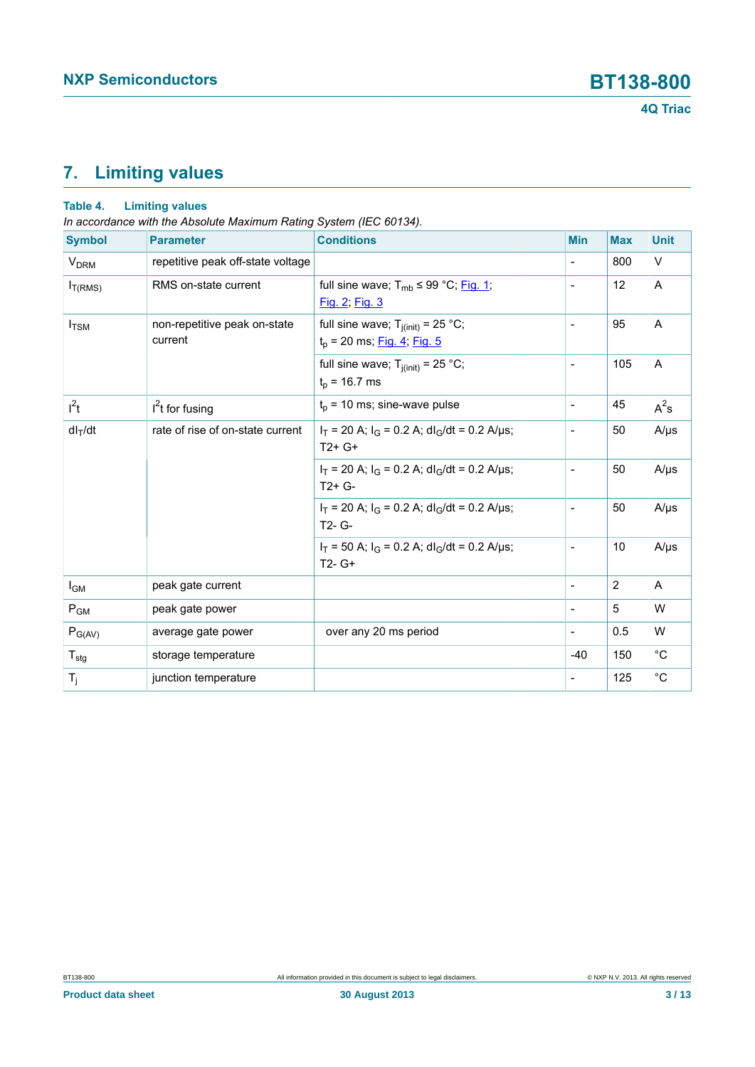## 7. Limiting values

**Table 4. Limiting values**

*In accordance with the Absolute Maximum Rating System (IEC 60134).*

| Symbol | Parameter | Conditions | Min | Max | Unit |
|---|---|---|---|---|---|
| $V_{DRM}$ | repetitive peak off-state voltage | | - | 800 | V |
| $I_{T(RMS)}$ | RMS on-state current | full sine wave; $T_{mb} \leq 99$ °C; Fig. 1; Fig. 2; Fig. 3 | - | 12 | A |
| $I_{TSM}$ | non-repetitive peak on-state current | full sine wave; $T_{j(init)} = 25$ °C; $t_p = 20$ ms; Fig. 4; Fig. 5 | - | 95 | A |
| | | full sine wave; $T_{j(init)} = 25$ °C; $t_p = 16.7$ ms | - | 105 | A |
| $I^2t$ | $I^2t$ for fusing | $t_p = 10$ ms; sine-wave pulse | - | 45 | $A^2s$ |
| $dI_T/dt$ | rate of rise of on-state current | $I_T = 20$ A; $I_G = 0.2$ A; $dI_G/dt = 0.2$ A/µs; T2+ G+ | - | 50 | A/µs |
| | | $I_T = 20$ A; $I_G = 0.2$ A; $dI_G/dt = 0.2$ A/µs; T2+ G- | - | 50 | A/µs |
| | | $I_T = 20$ A; $I_G = 0.2$ A; $dI_G/dt = 0.2$ A/µs; T2- G- | - | 50 | A/µs |
| | | $I_T = 50$ A; $I_G = 0.2$ A; $dI_G/dt = 0.2$ A/µs; T2- G+ | - | 10 | A/µs |
| $I_{GM}$ | peak gate current | | - | 2 | A |
| $P_{GM}$ | peak gate power | | - | 5 | W |
| $P_{G(AV)}$ | average gate power | over any 20 ms period | - | 0.5 | W |
| $T_{stg}$ | storage temperature | | -40 | 150 | °C |
| $T_j$ | junction temperature | | - | 125 | °C |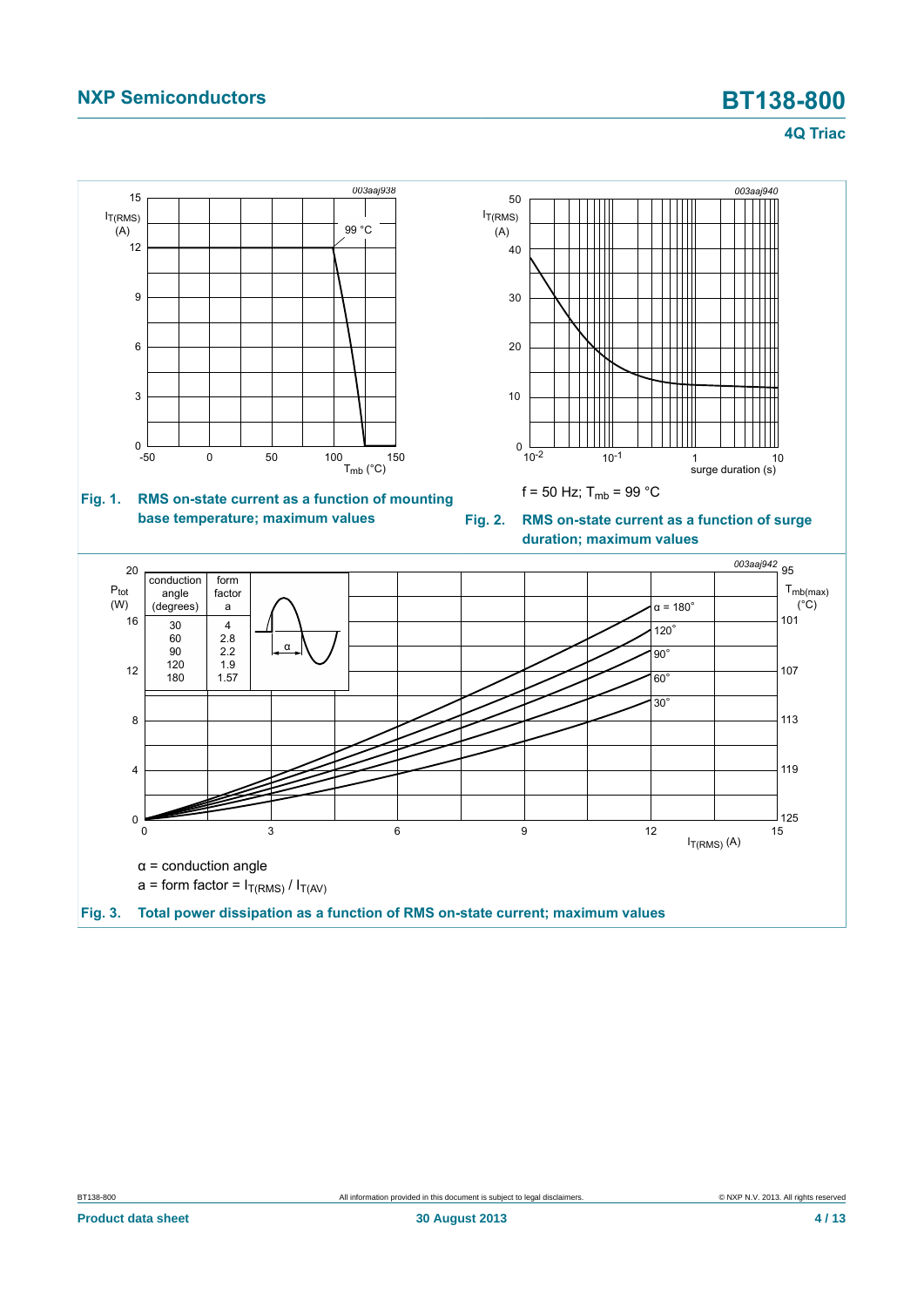Fig. 1. RMS on-state current as a function of mounting base temperature; maximum values

f = 50 Hz; $T_{mb}$ = 99 °C

Fig. 2. RMS on-state current as a function of surge duration; maximum values

| conduction angle (degrees) | form factor a |
|---|---|
| 30 | 4 |
| 60 | 2.8 |
| 90 | 2.2 |
| 120 | 1.9 |
| 180 | 1.57 |

α = conduction angle

a = form factor = $I_{T(RMS)} / I_{T(AV)}$

Fig. 3. Total power dissipation as a function of RMS on-state current; maximum values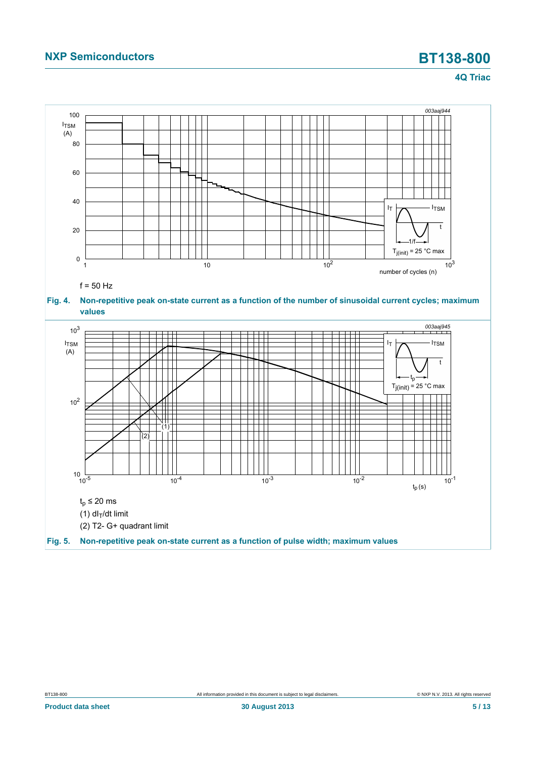$f = 50$ Hz

**Fig. 4. Non-repetitive peak on-state current as a function of the number of sinusoidal current cycles; maximum values**

$t_p \leq 20$ ms

(1) $dI_T/dt$ limit

(2) T2- G+ quadrant limit

**Fig. 5. Non-repetitive peak on-state current as a function of pulse width; maximum values**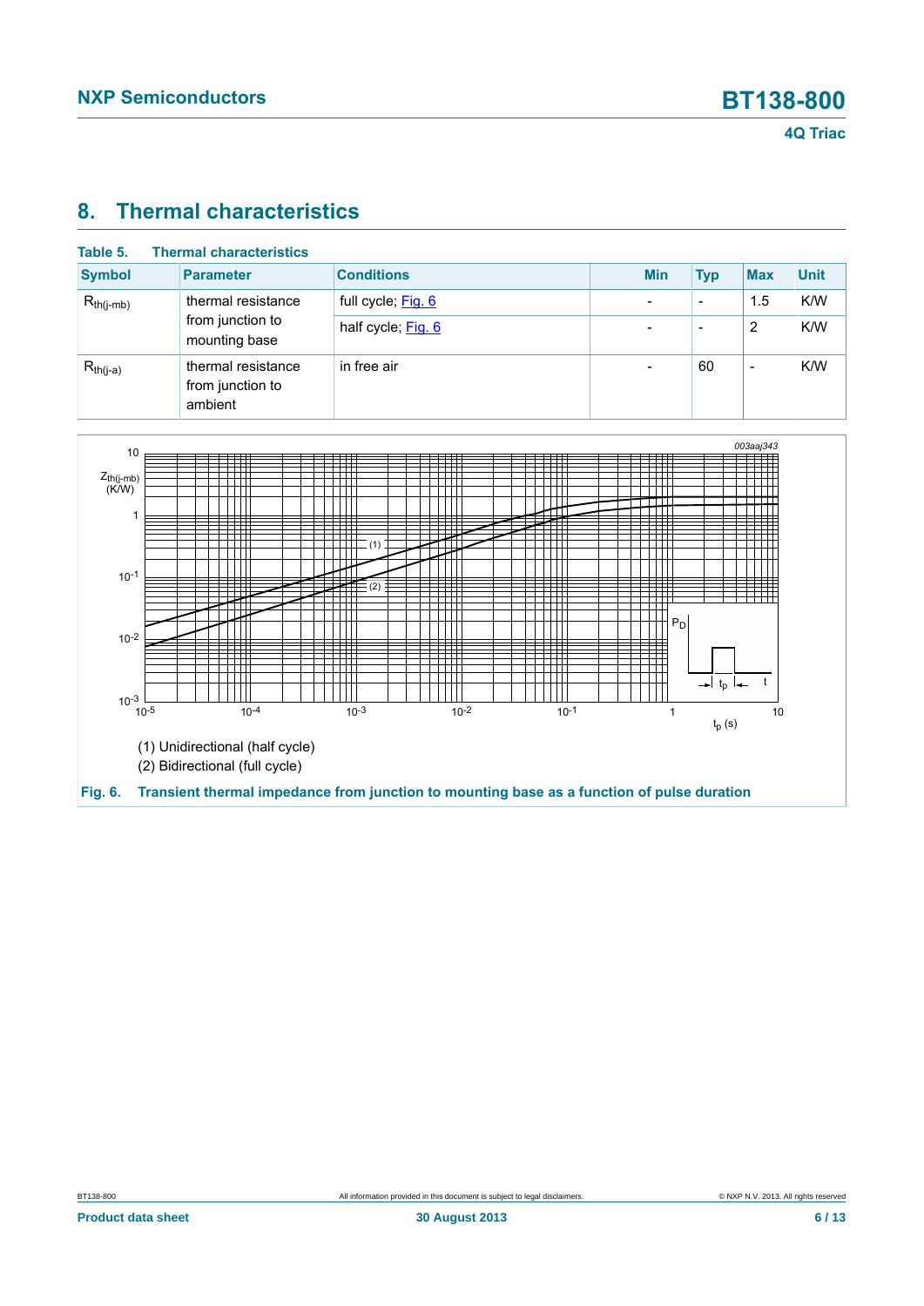## 8. Thermal characteristics

**Table 5. Thermal characteristics**

| Symbol | Parameter | Conditions | Min | Typ | Max | Unit |
|---|---|---|---|---|---|---|
| $R_{th(j-mb)}$ | thermal resistance from junction to mounting base | full cycle; Fig. 6 | - | - | 1.5 | K/W |
| | | half cycle; Fig. 6 | - | - | 2 | K/W |
| $R_{th(j-a)}$ | thermal resistance from junction to ambient | in free air | - | 60 | - | K/W |

(1) Unidirectional (half cycle)

(2) Bidirectional (full cycle)

**Fig. 6. Transient thermal impedance from junction to mounting base as a function of pulse duration**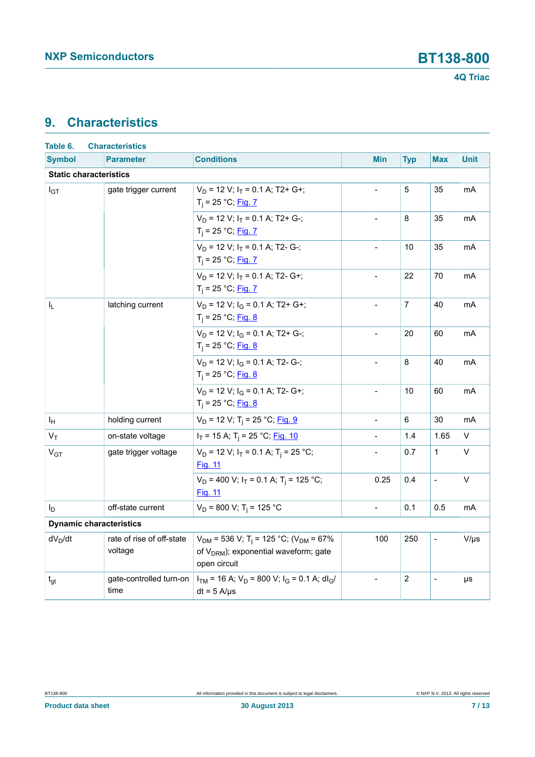## 9. Characteristics

**Table 6. Characteristics**

| Symbol | Parameter | Conditions | Min | Typ | Max | Unit |
|---|---|---|---|---|---|---|
| **Static characteristics** | | | | | | |
| $I_{GT}$ | gate trigger current | $V_D$ = 12 V; $I_T$ = 0.1 A; T2+ G+; $T_j$ = 25 °C; Fig. 7 | - | 5 | 35 | mA |
| | | $V_D$ = 12 V; $I_T$ = 0.1 A; T2+ G-; $T_j$ = 25 °C; Fig. 7 | - | 8 | 35 | mA |
| | | $V_D$ = 12 V; $I_T$ = 0.1 A; T2- G-; $T_j$ = 25 °C; Fig. 7 | - | 10 | 35 | mA |
| | | $V_D$ = 12 V; $I_T$ = 0.1 A; T2- G+; $T_j$ = 25 °C; Fig. 7 | - | 22 | 70 | mA |
| $I_L$ | latching current | $V_D$ = 12 V; $I_G$ = 0.1 A; T2+ G+; $T_j$ = 25 °C; Fig. 8 | - | 7 | 40 | mA |
| | | $V_D$ = 12 V; $I_G$ = 0.1 A; T2+ G-; $T_j$ = 25 °C; Fig. 8 | - | 20 | 60 | mA |
| | | $V_D$ = 12 V; $I_G$ = 0.1 A; T2- G-; $T_j$ = 25 °C; Fig. 8 | - | 8 | 40 | mA |
| | | $V_D$ = 12 V; $I_G$ = 0.1 A; T2- G+; $T_j$ = 25 °C; Fig. 8 | - | 10 | 60 | mA |
| $I_H$ | holding current | $V_D$ = 12 V; $T_j$ = 25 °C; Fig. 9 | - | 6 | 30 | mA |
| $V_T$ | on-state voltage | $I_T$ = 15 A; $T_j$ = 25 °C; Fig. 10 | - | 1.4 | 1.65 | V |
| $V_{GT}$ | gate trigger voltage | $V_D$ = 12 V; $I_T$ = 0.1 A; $T_j$ = 25 °C; Fig. 11 | - | 0.7 | 1 | V |
| | | $V_D$ = 400 V; $I_T$ = 0.1 A; $T_j$ = 125 °C; Fig. 11 | 0.25 | 0.4 | - | V |
| $I_D$ | off-state current | $V_D$ = 800 V; $T_j$ = 125 °C | - | 0.1 | 0.5 | mA |
| **Dynamic characteristics** | | | | | | |
| $dV_D/dt$ | rate of rise of off-state voltage | $V_{DM}$ = 536 V; $T_j$ = 125 °C; ($V_{DM}$ = 67% of $V_{DRM}$); exponential waveform; gate open circuit | 100 | 250 | - | V/µs |
| $t_{gt}$ | gate-controlled turn-on time | $I_{TM}$ = 16 A; $V_D$ = 800 V; $I_G$ = 0.1 A; $dI_G/dt$ = 5 A/µs | - | 2 | - | µs |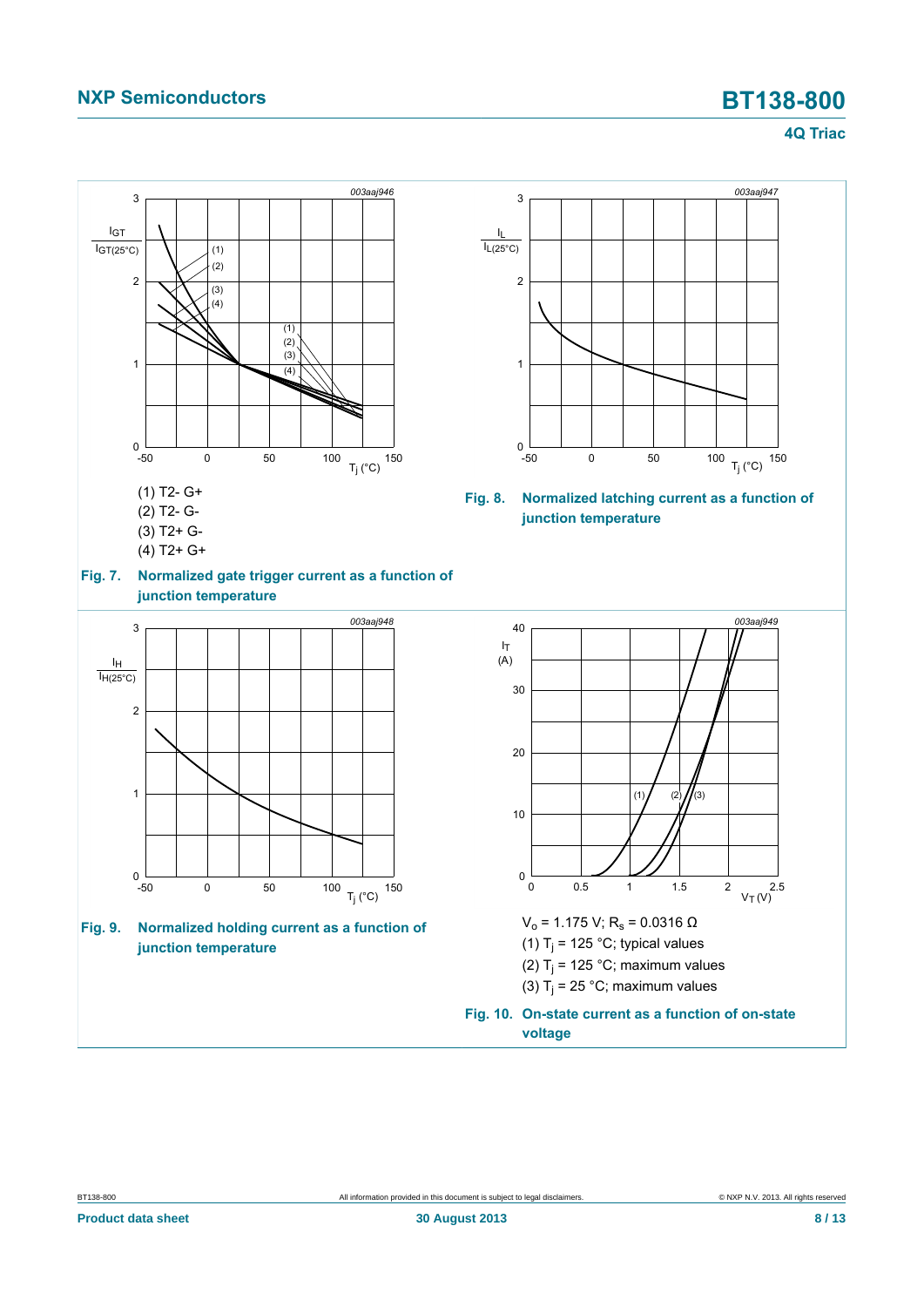(1) T2- G+

(2) T2- G-

(3) T2+ G-

(4) T2+ G+

**Fig. 7. Normalized gate trigger current as a function of junction temperature**

**Fig. 8. Normalized latching current as a function of junction temperature**

**Fig. 9. Normalized holding current as a function of junction temperature**

$V_o$ = 1.175 V; $R_s$ = 0.0316 Ω

(1) $T_j$ = 125 °C; typical values

(2) $T_j$ = 125 °C; maximum values

(3) $T_j$ = 25 °C; maximum values

**Fig. 10. On-state current as a function of on-state voltage**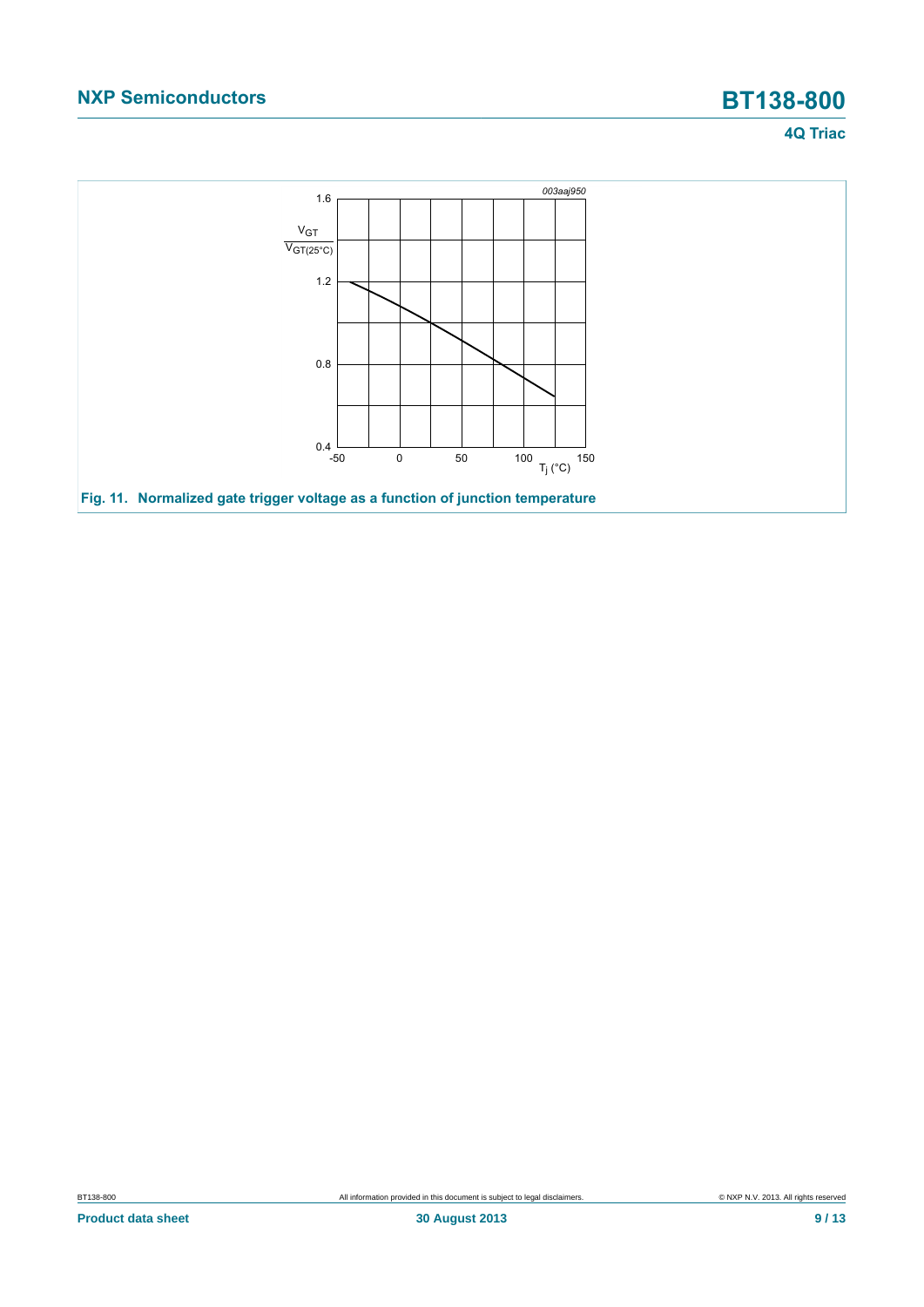Fig. 11. Normalized gate trigger voltage as a function of junction temperature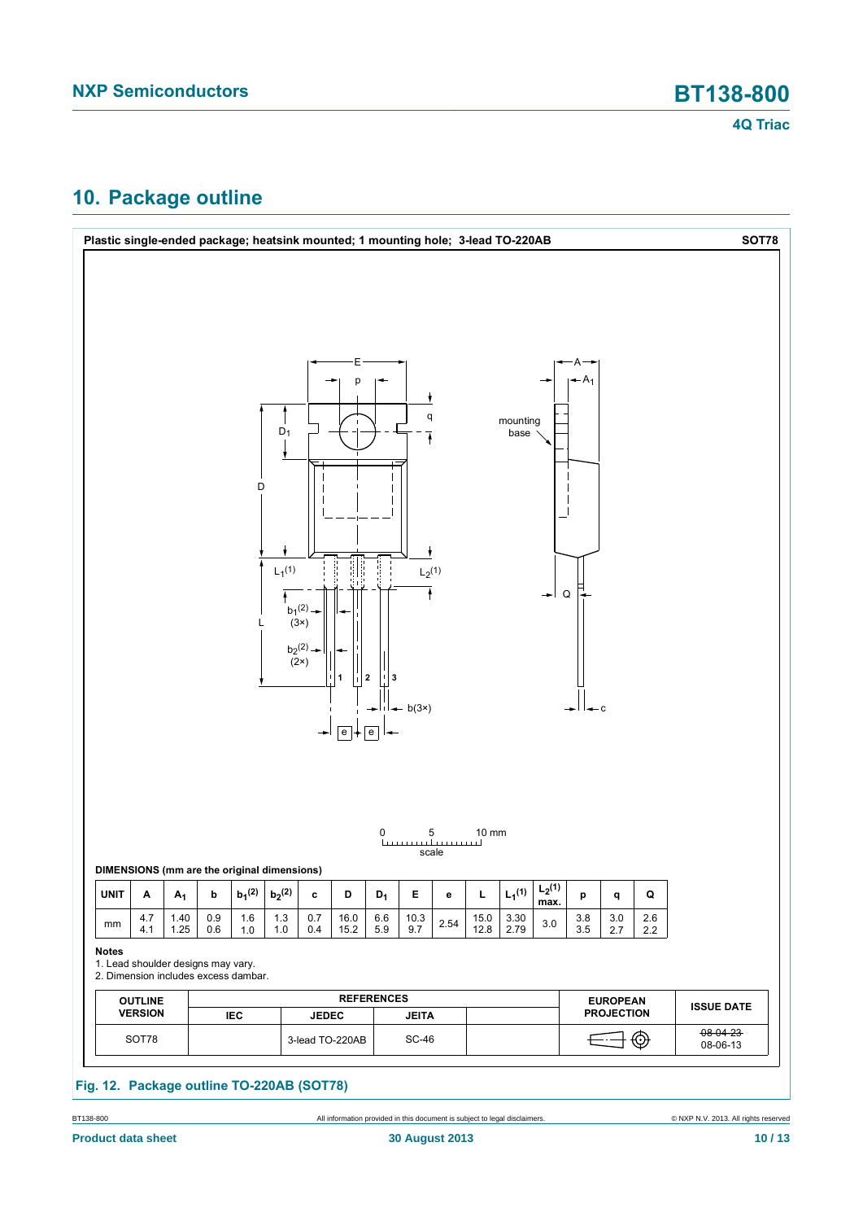## 10. Package outline

**Plastic single-ended package; heatsink mounted; 1 mounting hole; 3-lead TO-220AB** **SOT78**

**DIMENSIONS (mm are the original dimensions)**

| UNIT | A | $A_1$ | b | $b_1$(2) | $b_2$(2) | c | D | $D_1$ | E | e | L | $L_1$(1) | $L_2$(1) max. | p | q | Q |
|---|---|---|---|---|---|---|---|---|---|---|---|---|---|---|---|---|
| mm | 4.7<br>4.1 | 1.40<br>1.25 | 0.9<br>0.6 | 1.6<br>1.0 | 1.3<br>1.0 | 0.7<br>0.4 | 16.0<br>15.2 | 6.6<br>5.9 | 10.3<br>9.7 | 2.54 | 15.0<br>12.8 | 3.30<br>2.79 | 3.0 | 3.8<br>3.5 | 3.0<br>2.7 | 2.6<br>2.2 |

**Notes**

1. Lead shoulder designs may vary.
2. Dimension includes excess dambar.

| OUTLINE VERSION | REFERENCES | | | | EUROPEAN PROJECTION | ISSUE DATE |
|---|---|---|---|---|---|---|
| | IEC | JEDEC | JEITA | | | |
| SOT78 | | 3-lead TO-220AB | SC-46 | | | ~~08-04-23~~<br>08-06-13 |

**Fig. 12. Package outline TO-220AB (SOT78)**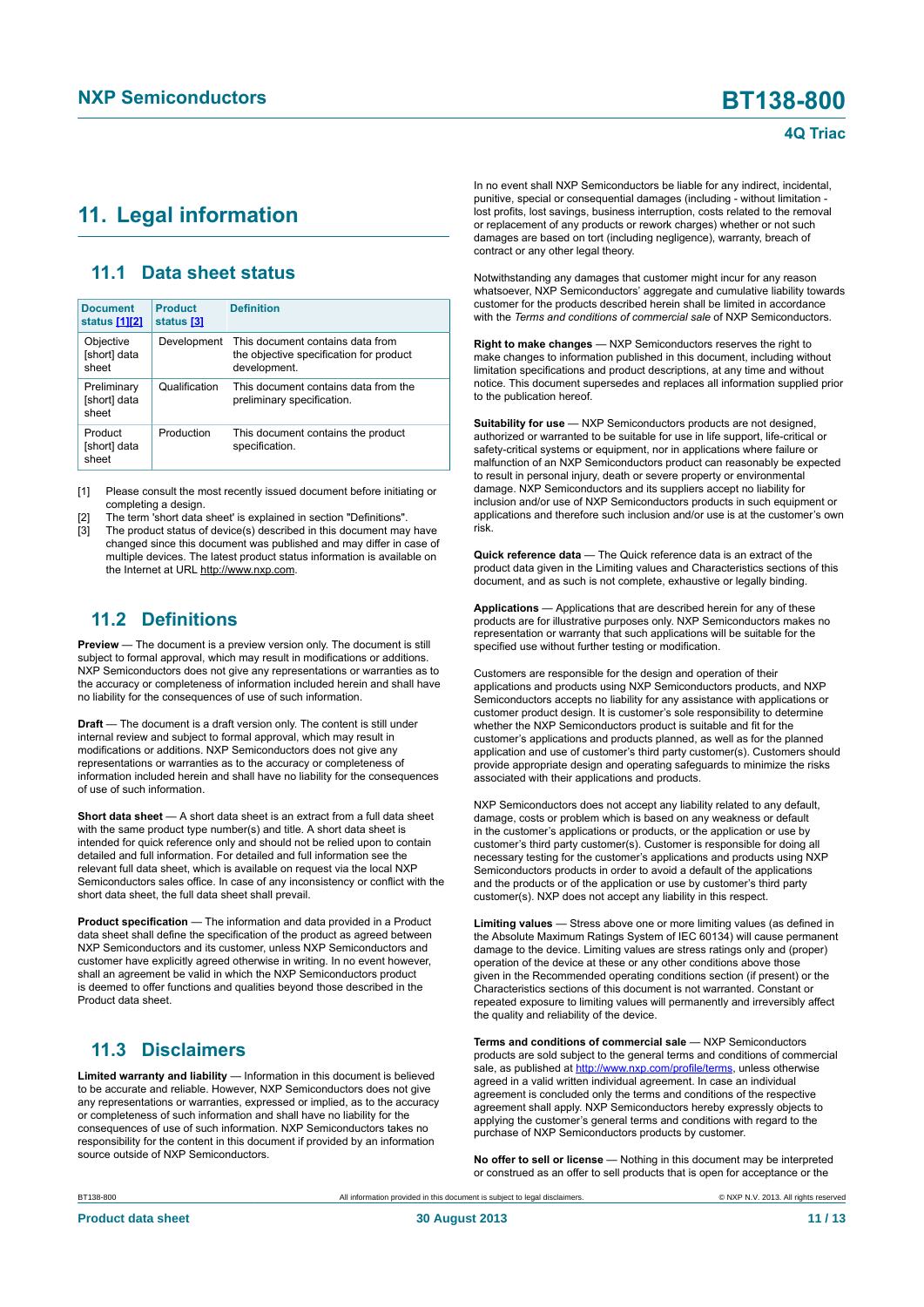## 11. Legal information

### 11.1 Data sheet status

| Document status [1][2] | Product status [3] | Definition |
|---|---|---|
| Objective [short] data sheet | Development | This document contains data from the objective specification for product development. |
| Preliminary [short] data sheet | Qualification | This document contains data from the preliminary specification. |
| Product [short] data sheet | Production | This document contains the product specification. |

[1] Please consult the most recently issued document before initiating or completing a design.

[2] The term 'short data sheet' is explained in section "Definitions".

[3] The product status of device(s) described in this document may have changed since this document was published and may differ in case of multiple devices. The latest product status information is available on the Internet at URL http://www.nxp.com.

### 11.2 Definitions

**Preview** — The document is a preview version only. The document is still subject to formal approval, which may result in modifications or additions. NXP Semiconductors does not give any representations or warranties as to the accuracy or completeness of information included herein and shall have no liability for the consequences of use of such information.

**Draft** — The document is a draft version only. The content is still under internal review and subject to formal approval, which may result in modifications or additions. NXP Semiconductors does not give any representations or warranties as to the accuracy or completeness of information included herein and shall have no liability for the consequences of use of such information.

**Short data sheet** — A short data sheet is an extract from a full data sheet with the same product type number(s) and title. A short data sheet is intended for quick reference only and should not be relied upon to contain detailed and full information. For detailed and full information see the relevant full data sheet, which is available on request via the local NXP Semiconductors sales office. In case of any inconsistency or conflict with the short data sheet, the full data sheet shall prevail.

**Product specification** — The information and data provided in a Product data sheet shall define the specification of the product as agreed between NXP Semiconductors and its customer, unless NXP Semiconductors and customer have explicitly agreed otherwise in writing. In no event however, shall an agreement be valid in which the NXP Semiconductors product is deemed to offer functions and qualities beyond those described in the Product data sheet.

### 11.3 Disclaimers

**Limited warranty and liability** — Information in this document is believed to be accurate and reliable. However, NXP Semiconductors does not give any representations or warranties, expressed or implied, as to the accuracy or completeness of such information and shall have no liability for the consequences of use of such information. NXP Semiconductors takes no responsibility for the content in this document if provided by an information source outside of NXP Semiconductors.

In no event shall NXP Semiconductors be liable for any indirect, incidental, punitive, special or consequential damages (including - without limitation - lost profits, lost savings, business interruption, costs related to the removal or replacement of any products or rework charges) whether or not such damages are based on tort (including negligence), warranty, breach of contract or any other legal theory.

Notwithstanding any damages that customer might incur for any reason whatsoever, NXP Semiconductors' aggregate and cumulative liability towards customer for the products described herein shall be limited in accordance with the *Terms and conditions of commercial sale* of NXP Semiconductors.

**Right to make changes** — NXP Semiconductors reserves the right to make changes to information published in this document, including without limitation specifications and product descriptions, at any time and without notice. This document supersedes and replaces all information supplied prior to the publication hereof.

**Suitability for use** — NXP Semiconductors products are not designed, authorized or warranted to be suitable for use in life support, life-critical or safety-critical systems or equipment, nor in applications where failure or malfunction of an NXP Semiconductors product can reasonably be expected to result in personal injury, death or severe property or environmental damage. NXP Semiconductors and its suppliers accept no liability for inclusion and/or use of NXP Semiconductors products in such equipment or applications and therefore such inclusion and/or use is at the customer's own risk.

**Quick reference data** — The Quick reference data is an extract of the product data given in the Limiting values and Characteristics sections of this document, and as such is not complete, exhaustive or legally binding.

**Applications** — Applications that are described herein for any of these products are for illustrative purposes only. NXP Semiconductors makes no representation or warranty that such applications will be suitable for the specified use without further testing or modification.

Customers are responsible for the design and operation of their applications and products using NXP Semiconductors products, and NXP Semiconductors accepts no liability for any assistance with applications or customer product design. It is customer's sole responsibility to determine whether the NXP Semiconductors product is suitable and fit for the customer's applications and products planned, as well as for the planned application and use of customer's third party customer(s). Customers should provide appropriate design and operating safeguards to minimize the risks associated with their applications and products.

NXP Semiconductors does not accept any liability related to any default, damage, costs or problem which is based on any weakness or default in the customer's applications or products, or the application or use by customer's third party customer(s). Customer is responsible for doing all necessary testing for the customer's applications and products using NXP Semiconductors products in order to avoid a default of the applications and the products or of the application or use by customer's third party customer(s). NXP does not accept any liability in this respect.

**Limiting values** — Stress above one or more limiting values (as defined in the Absolute Maximum Ratings System of IEC 60134) will cause permanent damage to the device. Limiting values are stress ratings only and (proper) operation of the device at these or any other conditions above those given in the Recommended operating conditions section (if present) or the Characteristics sections of this document is not warranted. Constant or repeated exposure to limiting values will permanently and irreversibly affect the quality and reliability of the device.

**Terms and conditions of commercial sale** — NXP Semiconductors products are sold subject to the general terms and conditions of commercial sale, as published at http://www.nxp.com/profile/terms, unless otherwise agreed in a valid written individual agreement. In case an individual agreement is concluded only the terms and conditions of the respective agreement shall apply. NXP Semiconductors hereby expressly objects to applying the customer's general terms and conditions with regard to the purchase of NXP Semiconductors products by customer.

**No offer to sell or license** — Nothing in this document may be interpreted or construed as an offer to sell products that is open for acceptance or the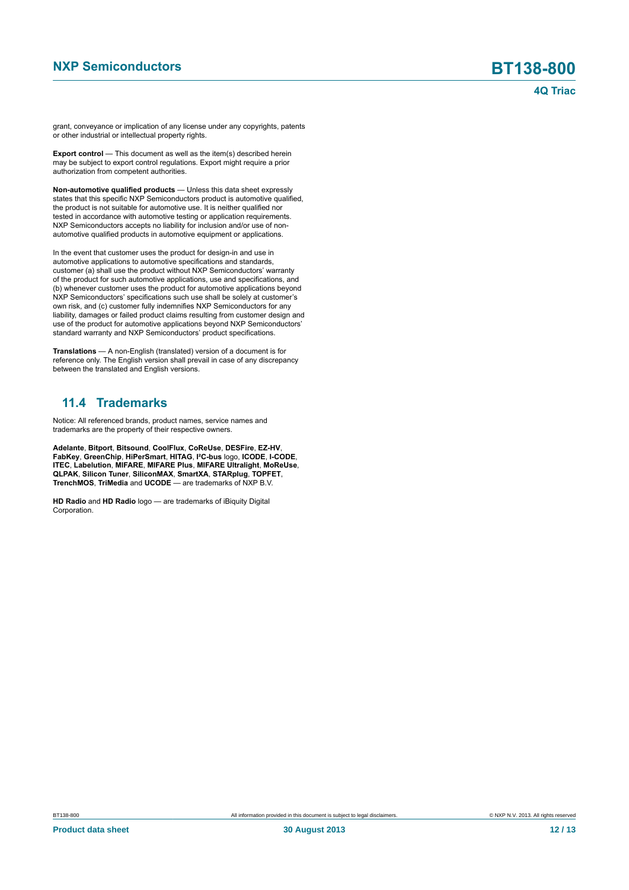grant, conveyance or implication of any license under any copyrights, patents or other industrial or intellectual property rights.

**Export control** — This document as well as the item(s) described herein may be subject to export control regulations. Export might require a prior authorization from competent authorities.

**Non-automotive qualified products** — Unless this data sheet expressly states that this specific NXP Semiconductors product is automotive qualified, the product is not suitable for automotive use. It is neither qualified nor tested in accordance with automotive testing or application requirements. NXP Semiconductors accepts no liability for inclusion and/or use of non-automotive qualified products in automotive equipment or applications.

In the event that customer uses the product for design-in and use in automotive applications to automotive specifications and standards, customer (a) shall use the product without NXP Semiconductors' warranty of the product for such automotive applications, use and specifications, and (b) whenever customer uses the product for automotive applications beyond NXP Semiconductors' specifications such use shall be solely at customer's own risk, and (c) customer fully indemnifies NXP Semiconductors for any liability, damages or failed product claims resulting from customer design and use of the product for automotive applications beyond NXP Semiconductors' standard warranty and NXP Semiconductors' product specifications.

**Translations** — A non-English (translated) version of a document is for reference only. The English version shall prevail in case of any discrepancy between the translated and English versions.

## 11.4 Trademarks

Notice: All referenced brands, product names, service names and trademarks are the property of their respective owners.

**Adelante**, **Bitport**, **Bitsound**, **CoolFlux**, **CoReUse**, **DESFire**, **EZ-HV**, **FabKey**, **GreenChip**, **HiPerSmart**, **HITAG**, **I²C-bus** logo, **ICODE**, **I-CODE**, **ITEC**, **Labelution**, **MIFARE**, **MIFARE Plus**, **MIFARE Ultralight**, **MoReUse**, **QLPAK**, **Silicon Tuner**, **SiliconMAX**, **SmartXA**, **STARplug**, **TOPFET**, **TrenchMOS**, **TriMedia** and **UCODE** — are trademarks of NXP B.V.

**HD Radio** and **HD Radio** logo — are trademarks of iBiquity Digital Corporation.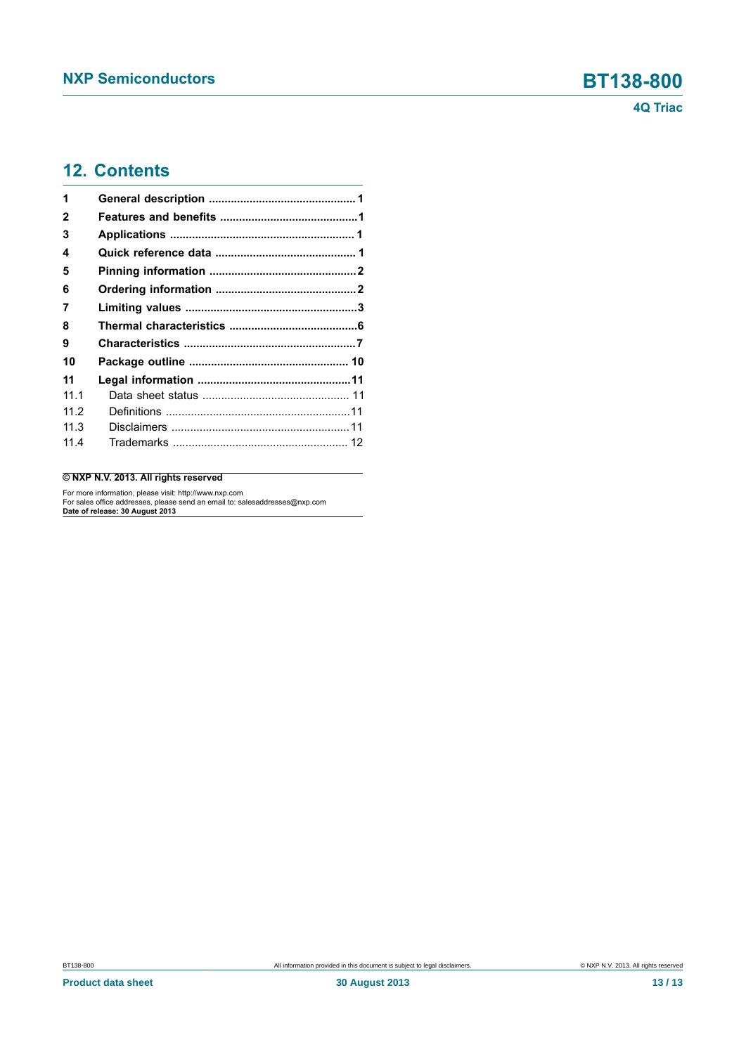## 12. Contents

| | | |
|---|---|---|
| **1** | **General description** | **1** |
| **2** | **Features and benefits** | **1** |
| **3** | **Applications** | **1** |
| **4** | **Quick reference data** | **1** |
| **5** | **Pinning information** | **2** |
| **6** | **Ordering information** | **2** |
| **7** | **Limiting values** | **3** |
| **8** | **Thermal characteristics** | **6** |
| **9** | **Characteristics** | **7** |
| **10** | **Package outline** | **10** |
| **11** | **Legal information** | **11** |
| 11.1 | Data sheet status | 11 |
| 11.2 | Definitions | 11 |
| 11.3 | Disclaimers | 11 |
| 11.4 | Trademarks | 12 |

**© NXP N.V. 2013. All rights reserved**

For more information, please visit: http://www.nxp.com
For sales office addresses, please send an email to: salesaddresses@nxp.com
**Date of release: 30 August 2013**